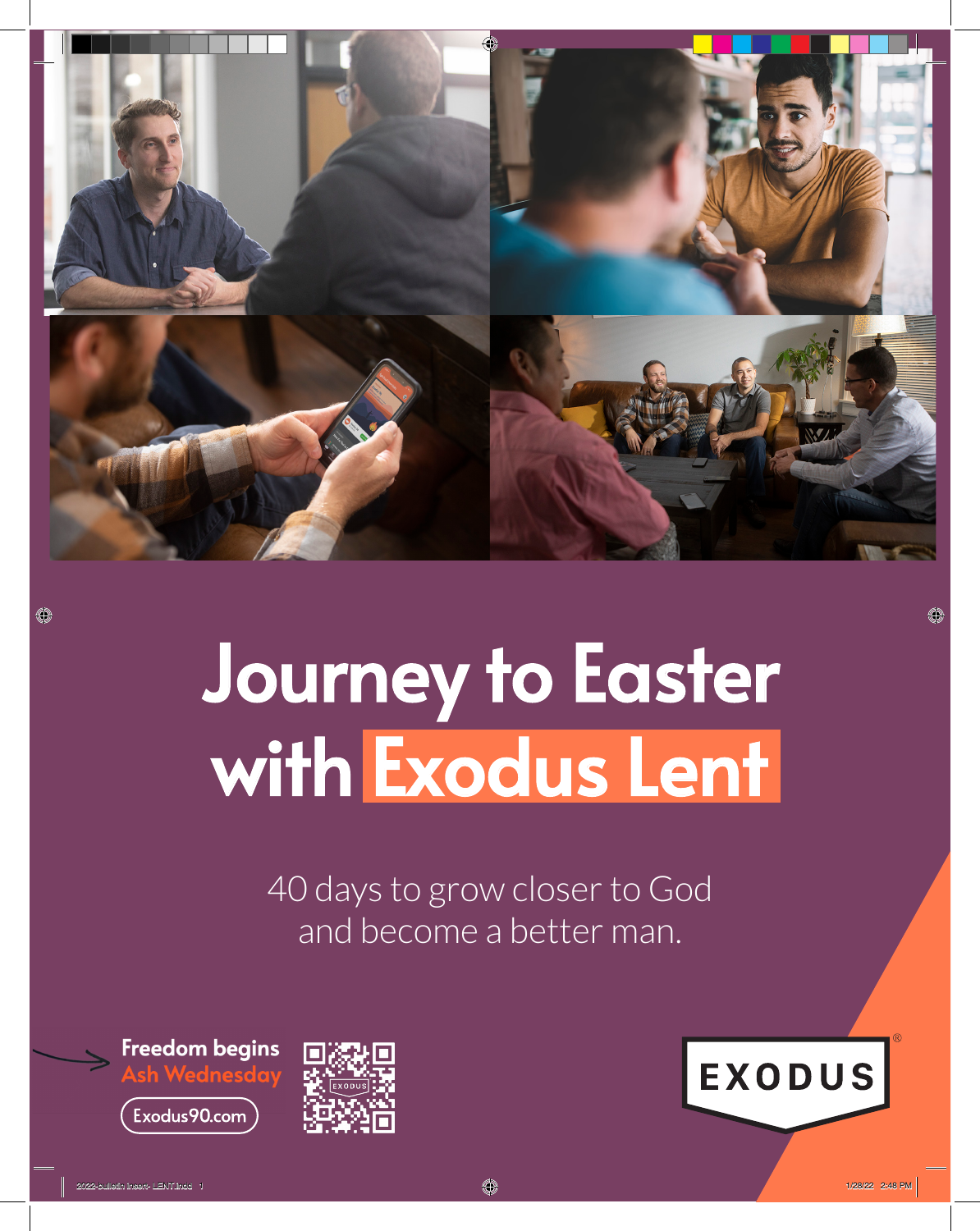# Journey to Easter with Exodus Lent

40 days to grow closer to God
and become a better man.

**Freedom begins**
**Ash Wednesday**

Exodus90.com

EXODUS®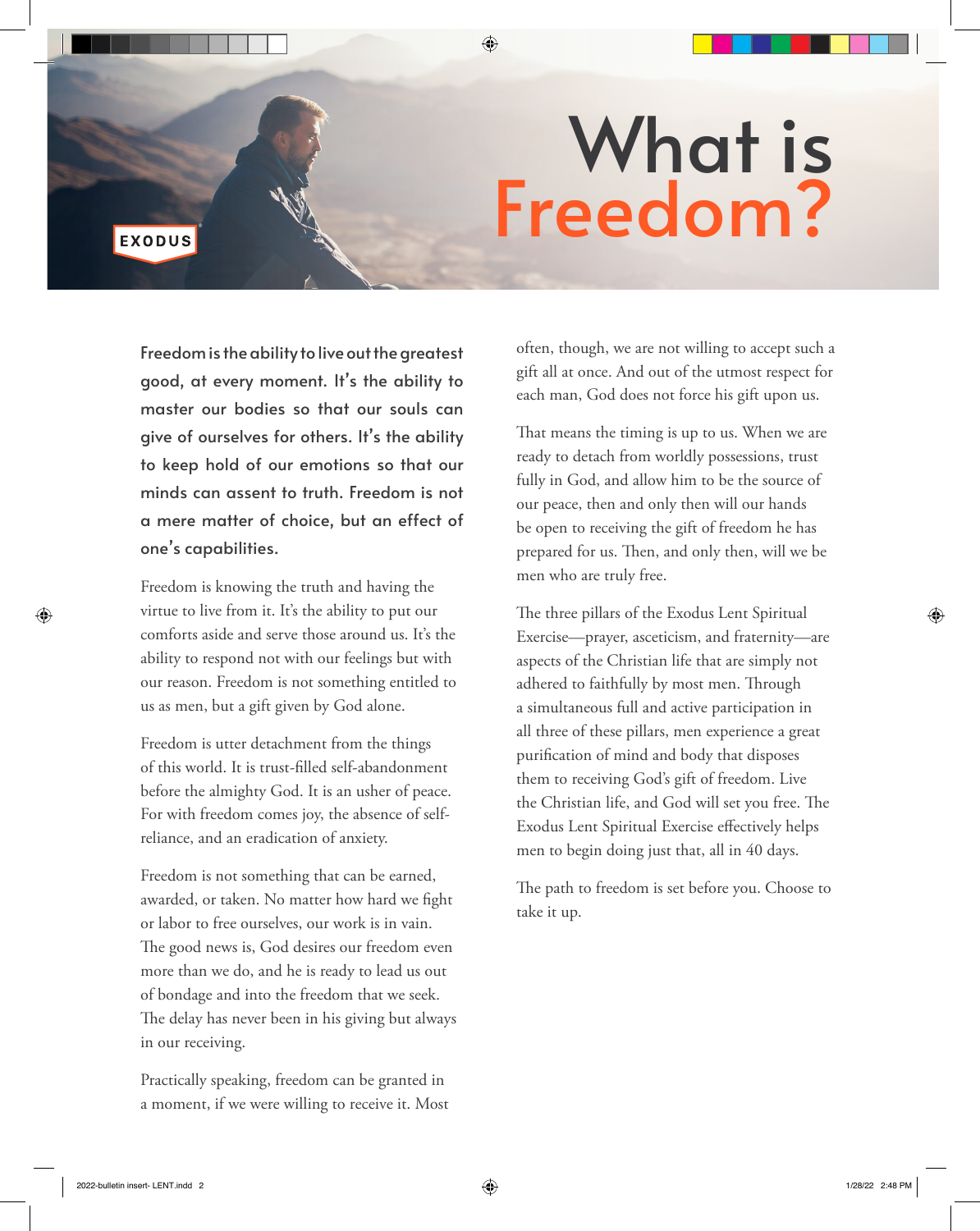# What is Freedom?

EXODUS

**Freedom is the ability to live out the greatest good, at every moment. It's the ability to master our bodies so that our souls can give of ourselves for others. It's the ability to keep hold of our emotions so that our minds can assent to truth. Freedom is not a mere matter of choice, but an effect of one's capabilities.**

Freedom is knowing the truth and having the virtue to live from it. It's the ability to put our comforts aside and serve those around us. It's the ability to respond not with our feelings but with our reason. Freedom is not something entitled to us as men, but a gift given by God alone.

Freedom is utter detachment from the things of this world. It is trust-filled self-abandonment before the almighty God. It is an usher of peace. For with freedom comes joy, the absence of self-reliance, and an eradication of anxiety.

Freedom is not something that can be earned, awarded, or taken. No matter how hard we fight or labor to free ourselves, our work is in vain. The good news is, God desires our freedom even more than we do, and he is ready to lead us out of bondage and into the freedom that we seek. The delay has never been in his giving but always in our receiving.

Practically speaking, freedom can be granted in a moment, if we were willing to receive it. Most often, though, we are not willing to accept such a gift all at once. And out of the utmost respect for each man, God does not force his gift upon us.

That means the timing is up to us. When we are ready to detach from worldly possessions, trust fully in God, and allow him to be the source of our peace, then and only then will our hands be open to receiving the gift of freedom he has prepared for us. Then, and only then, will we be men who are truly free.

The three pillars of the Exodus Lent Spiritual Exercise—prayer, asceticism, and fraternity—are aspects of the Christian life that are simply not adhered to faithfully by most men. Through a simultaneous full and active participation in all three of these pillars, men experience a great purification of mind and body that disposes them to receiving God's gift of freedom. Live the Christian life, and God will set you free. The Exodus Lent Spiritual Exercise effectively helps men to begin doing just that, all in 40 days.

The path to freedom is set before you. Choose to take it up.